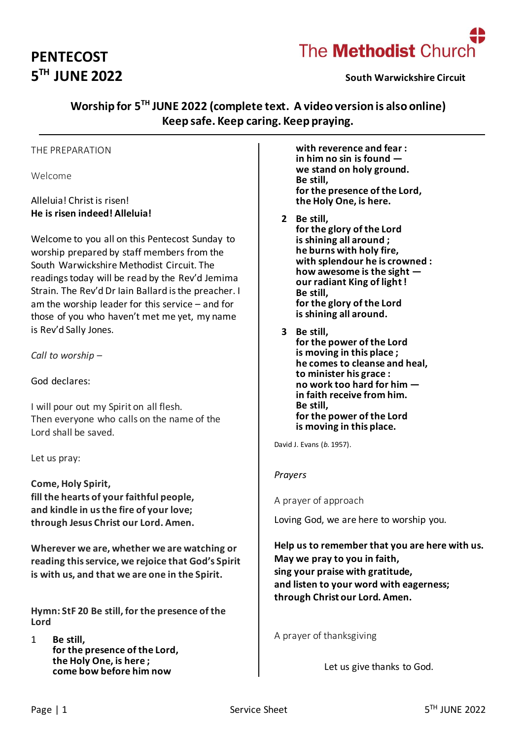# PENTECOST
# 5TH JUNE 2022

The Methodist Church

**South Warwickshire Circuit**

## Worship for 5TH JUNE 2022 (complete text. A video version is also online)
## Keep safe. Keep caring. Keep praying.

THE PREPARATION

Welcome

Alleluia! Christ is risen!
**He is risen indeed! Alleluia!**

Welcome to you all on this Pentecost Sunday to worship prepared by staff members from the South Warwickshire Methodist Circuit. The readings today will be read by the Rev'd Jemima Strain. The Rev'd Dr Iain Ballard is the preacher. I am the worship leader for this service – and for those of you who haven't met me yet, my name is Rev'd Sally Jones.

*Call to worship –*

God declares:

I will pour out my Spirit on all flesh.
Then everyone who calls on the name of the Lord shall be saved.

Let us pray:

**Come, Holy Spirit,**
**fill the hearts of your faithful people,**
**and kindle in us the fire of your love;**
**through Jesus Christ our Lord. Amen.**

**Wherever we are, whether we are watching or reading this service, we rejoice that God's Spirit is with us, and that we are one in the Spirit.**

**Hymn: StF 20 Be still, for the presence of the Lord**

1 **Be still,**
**for the presence of the Lord,**
**the Holy One, is here ;**
**come bow before him now**
**with reverence and fear :**
**in him no sin is found —**
**we stand on holy ground.**
**Be still,**
**for the presence of the Lord,**
**the Holy One, is here.**

2 **Be still,**
**for the glory of the Lord**
**is shining all around ;**
**he burns with holy fire,**
**with splendour he is crowned :**
**how awesome is the sight —**
**our radiant King of light !**
**Be still,**
**for the glory of the Lord**
**is shining all around.**

3 **Be still,**
**for the power of the Lord**
**is moving in this place ;**
**he comes to cleanse and heal,**
**to minister his grace :**
**no work too hard for him —**
**in faith receive from him.**
**Be still,**
**for the power of the Lord**
**is moving in this place.**

David J. Evans (*b.* 1957).

*Prayers*

A prayer of approach

Loving God, we are here to worship you.

**Help us to remember that you are here with us.**
**May we pray to you in faith,**
**sing your praise with gratitude,**
**and listen to your word with eagerness;**
**through Christ our Lord. Amen.**

A prayer of thanksgiving

Let us give thanks to God.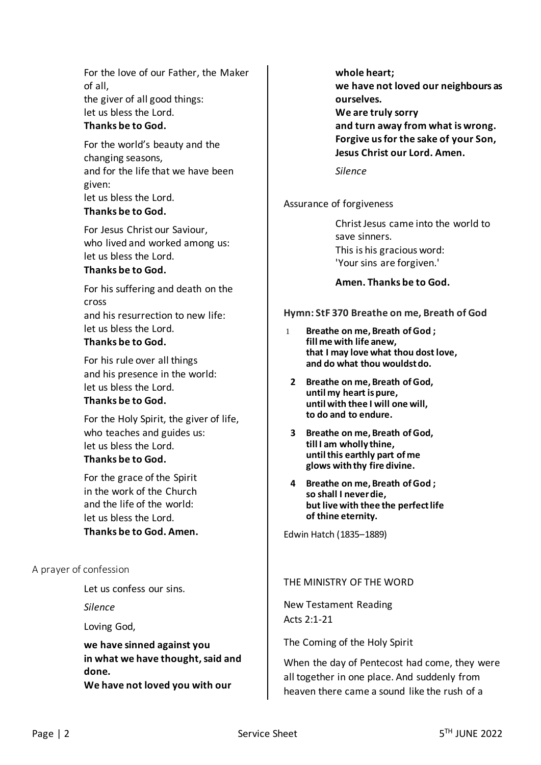For the love of our Father, the Maker of all,
the giver of all good things:
let us bless the Lord.
**Thanks be to God.**

For the world's beauty and the changing seasons,
and for the life that we have been given:
let us bless the Lord.
**Thanks be to God.**

For Jesus Christ our Saviour,
who lived and worked among us:
let us bless the Lord.
**Thanks be to God.**

For his suffering and death on the cross
and his resurrection to new life:
let us bless the Lord.
**Thanks be to God.**

For his rule over all things
and his presence in the world:
let us bless the Lord.
**Thanks be to God.**

For the Holy Spirit, the giver of life,
who teaches and guides us:
let us bless the Lord.
**Thanks be to God.**

For the grace of the Spirit
in the work of the Church
and the life of the world:
let us bless the Lord.
**Thanks be to God. Amen.**

A prayer of confession

Let us confess our sins.

*Silence*

Loving God,

**we have sinned against you
in what we have thought, said and done.
We have not loved you with our whole heart;
we have not loved our neighbours as ourselves.
We are truly sorry
and turn away from what is wrong.
Forgive us for the sake of your Son,
Jesus Christ our Lord. Amen.**

*Silence*

Assurance of forgiveness

Christ Jesus came into the world to save sinners.
This is his gracious word:
'Your sins are forgiven.'

**Amen. Thanks be to God.**

**Hymn: StF 370 Breathe on me, Breath of God**

1 **Breathe on me, Breath of God ;
fill me with life anew,
that I may love what thou dost love,
and do what thou wouldst do.**

2 **Breathe on me, Breath of God,
until my heart is pure,
until with thee I will one will,
to do and to endure.**

3 **Breathe on me, Breath of God,
till I am wholly thine,
until this earthly part of me
glows with thy fire divine.**

4 **Breathe on me, Breath of God ;
so shall I never die,
but live with thee the perfect life
of thine eternity.**

Edwin Hatch (1835–1889)

THE MINISTRY OF THE WORD

New Testament Reading
Acts 2:1-21

The Coming of the Holy Spirit

When the day of Pentecost had come, they were all together in one place. And suddenly from heaven there came a sound like the rush of a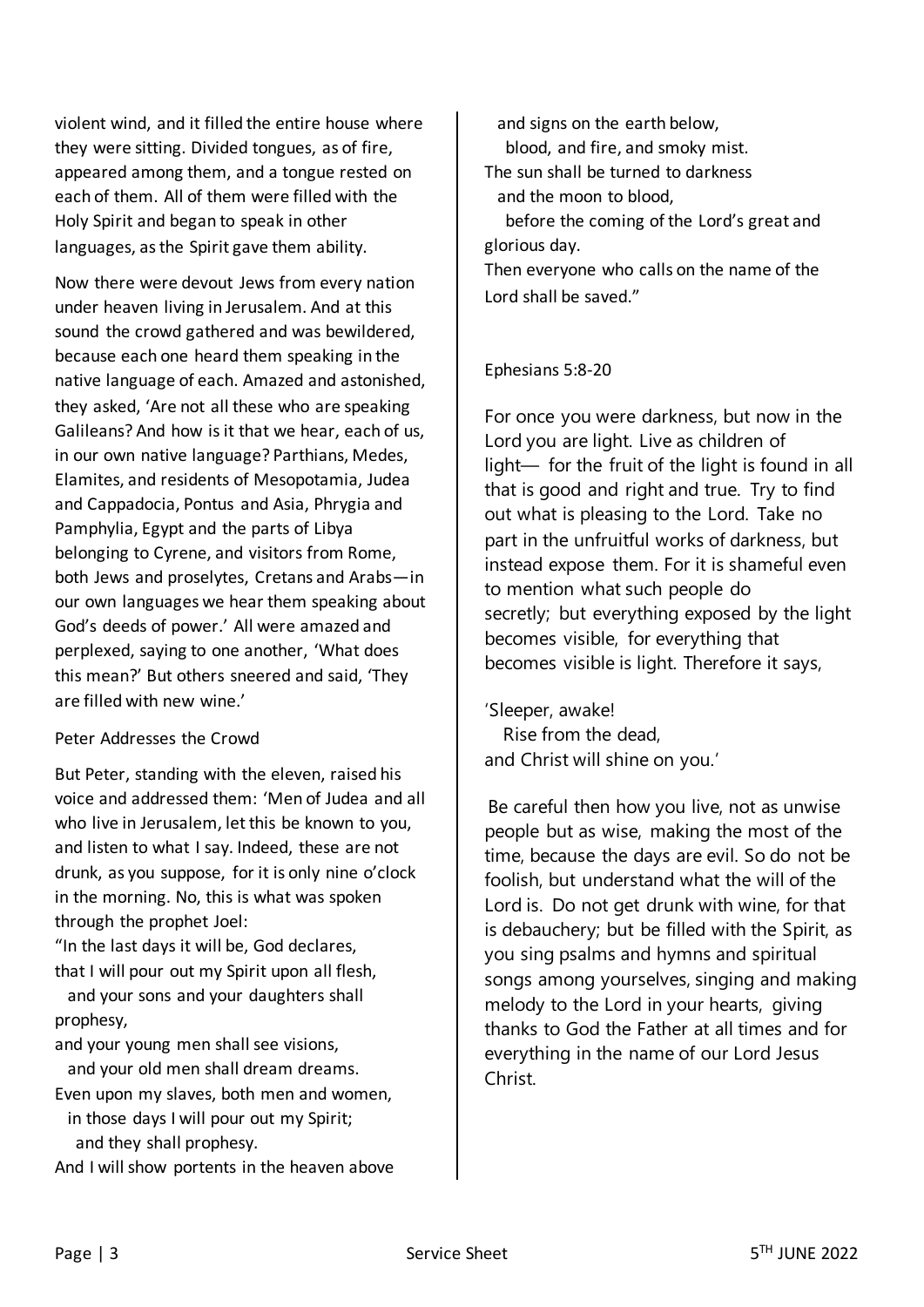violent wind, and it filled the entire house where they were sitting. Divided tongues, as of fire, appeared among them, and a tongue rested on each of them. All of them were filled with the Holy Spirit and began to speak in other languages, as the Spirit gave them ability.

Now there were devout Jews from every nation under heaven living in Jerusalem. And at this sound the crowd gathered and was bewildered, because each one heard them speaking in the native language of each. Amazed and astonished, they asked, 'Are not all these who are speaking Galileans? And how is it that we hear, each of us, in our own native language? Parthians, Medes, Elamites, and residents of Mesopotamia, Judea and Cappadocia, Pontus and Asia, Phrygia and Pamphylia, Egypt and the parts of Libya belonging to Cyrene, and visitors from Rome, both Jews and proselytes, Cretans and Arabs—in our own languages we hear them speaking about God's deeds of power.' All were amazed and perplexed, saying to one another, 'What does this mean?' But others sneered and said, 'They are filled with new wine.'

Peter Addresses the Crowd

But Peter, standing with the eleven, raised his voice and addressed them: 'Men of Judea and all who live in Jerusalem, let this be known to you, and listen to what I say. Indeed, these are not drunk, as you suppose, for it is only nine o'clock in the morning. No, this is what was spoken through the prophet Joel:

"In the last days it will be, God declares,  
that I will pour out my Spirit upon all flesh,  
  and your sons and your daughters shall prophesy,  
and your young men shall see visions,  
  and your old men shall dream dreams.  
Even upon my slaves, both men and women,  
  in those days I will pour out my Spirit;  
    and they shall prophesy.  
And I will show portents in the heaven above  
  and signs on the earth below,  
    blood, and fire, and smoky mist.  
The sun shall be turned to darkness  
  and the moon to blood,  
    before the coming of the Lord's great and glorious day.  
Then everyone who calls on the name of the Lord shall be saved."

Ephesians 5:8-20

For once you were darkness, but now in the Lord you are light. Live as children of light— for the fruit of the light is found in all that is good and right and true. Try to find out what is pleasing to the Lord. Take no part in the unfruitful works of darkness, but instead expose them. For it is shameful even to mention what such people do secretly; but everything exposed by the light becomes visible, for everything that becomes visible is light. Therefore it says,

'Sleeper, awake!  
  Rise from the dead,  
and Christ will shine on you.'

Be careful then how you live, not as unwise people but as wise, making the most of the time, because the days are evil. So do not be foolish, but understand what the will of the Lord is. Do not get drunk with wine, for that is debauchery; but be filled with the Spirit, as you sing psalms and hymns and spiritual songs among yourselves, singing and making melody to the Lord in your hearts, giving thanks to God the Father at all times and for everything in the name of our Lord Jesus Christ.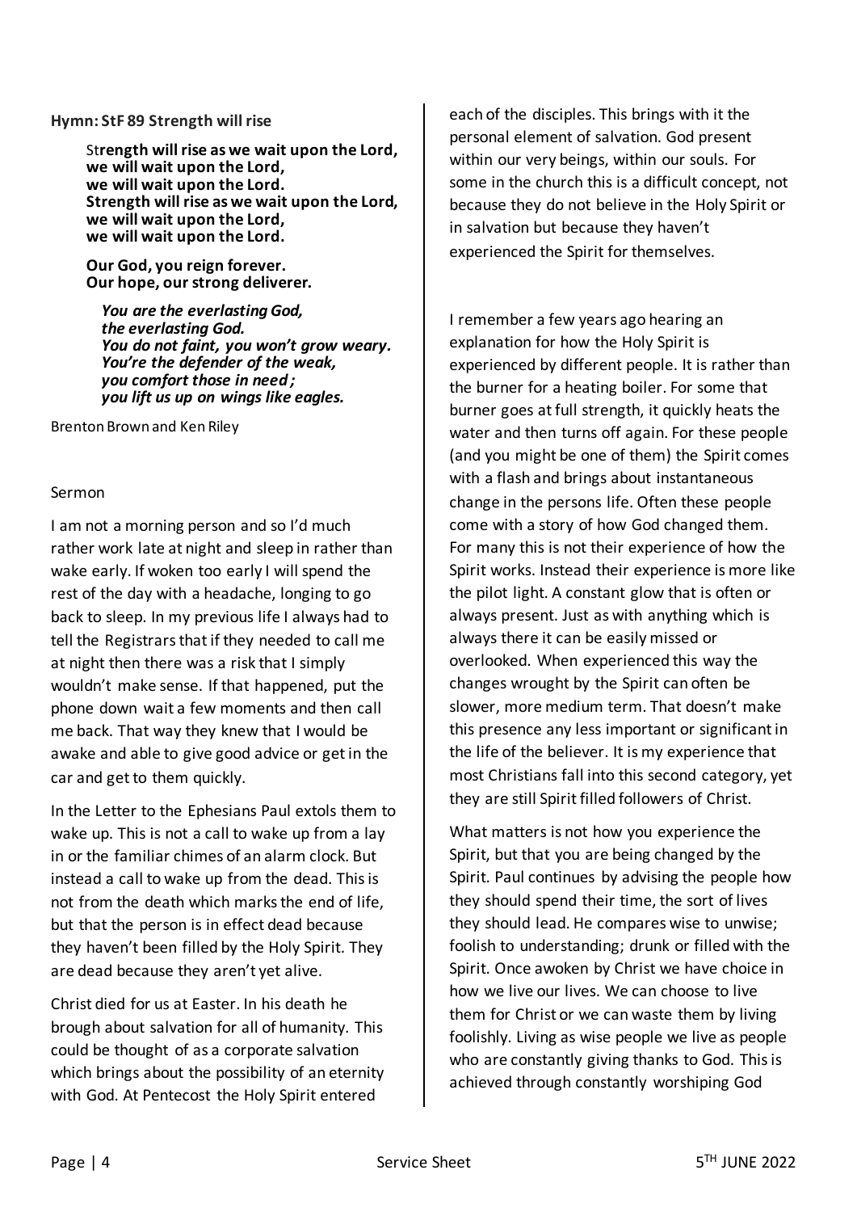**Hymn: StF 89 Strength will rise**

> St**rength will rise as we wait upon the Lord,**
> **we will wait upon the Lord,**
> **we will wait upon the Lord.**
> **Strength will rise as we wait upon the Lord,**
> **we will wait upon the Lord,**
> **we will wait upon the Lord.**
>
> **Our God, you reign forever.**
> **Our hope, our strong deliverer.**
>
> ***You are the everlasting God,***
> ***the everlasting God.***
> ***You do not faint, you won't grow weary.***
> ***You're the defender of the weak,***
> ***you comfort those in need;***
> ***you lift us up on wings like eagles.***

Brenton Brown and Ken Riley

Sermon

I am not a morning person and so I'd much rather work late at night and sleep in rather than wake early. If woken too early I will spend the rest of the day with a headache, longing to go back to sleep. In my previous life I always had to tell the Registrars that if they needed to call me at night then there was a risk that I simply wouldn't make sense. If that happened, put the phone down wait a few moments and then call me back. That way they knew that I would be awake and able to give good advice or get in the car and get to them quickly.

In the Letter to the Ephesians Paul extols them to wake up. This is not a call to wake up from a lay in or the familiar chimes of an alarm clock. But instead a call to wake up from the dead. This is not from the death which marks the end of life, but that the person is in effect dead because they haven't been filled by the Holy Spirit. They are dead because they aren't yet alive.

Christ died for us at Easter. In his death he brough about salvation for all of humanity. This could be thought of as a corporate salvation which brings about the possibility of an eternity with God. At Pentecost the Holy Spirit entered each of the disciples. This brings with it the personal element of salvation. God present within our very beings, within our souls. For some in the church this is a difficult concept, not because they do not believe in the Holy Spirit or in salvation but because they haven't experienced the Spirit for themselves.

I remember a few years ago hearing an explanation for how the Holy Spirit is experienced by different people. It is rather than the burner for a heating boiler. For some that burner goes at full strength, it quickly heats the water and then turns off again. For these people (and you might be one of them) the Spirit comes with a flash and brings about instantaneous change in the persons life. Often these people come with a story of how God changed them. For many this is not their experience of how the Spirit works. Instead their experience is more like the pilot light. A constant glow that is often or always present. Just as with anything which is always there it can be easily missed or overlooked. When experienced this way the changes wrought by the Spirit can often be slower, more medium term. That doesn't make this presence any less important or significant in the life of the believer. It is my experience that most Christians fall into this second category, yet they are still Spirit filled followers of Christ.

What matters is not how you experience the Spirit, but that you are being changed by the Spirit. Paul continues by advising the people how they should spend their time, the sort of lives they should lead. He compares wise to unwise; foolish to understanding; drunk or filled with the Spirit. Once awoken by Christ we have choice in how we live our lives. We can choose to live them for Christ or we can waste them by living foolishly. Living as wise people we live as people who are constantly giving thanks to God. This is achieved through constantly worshiping God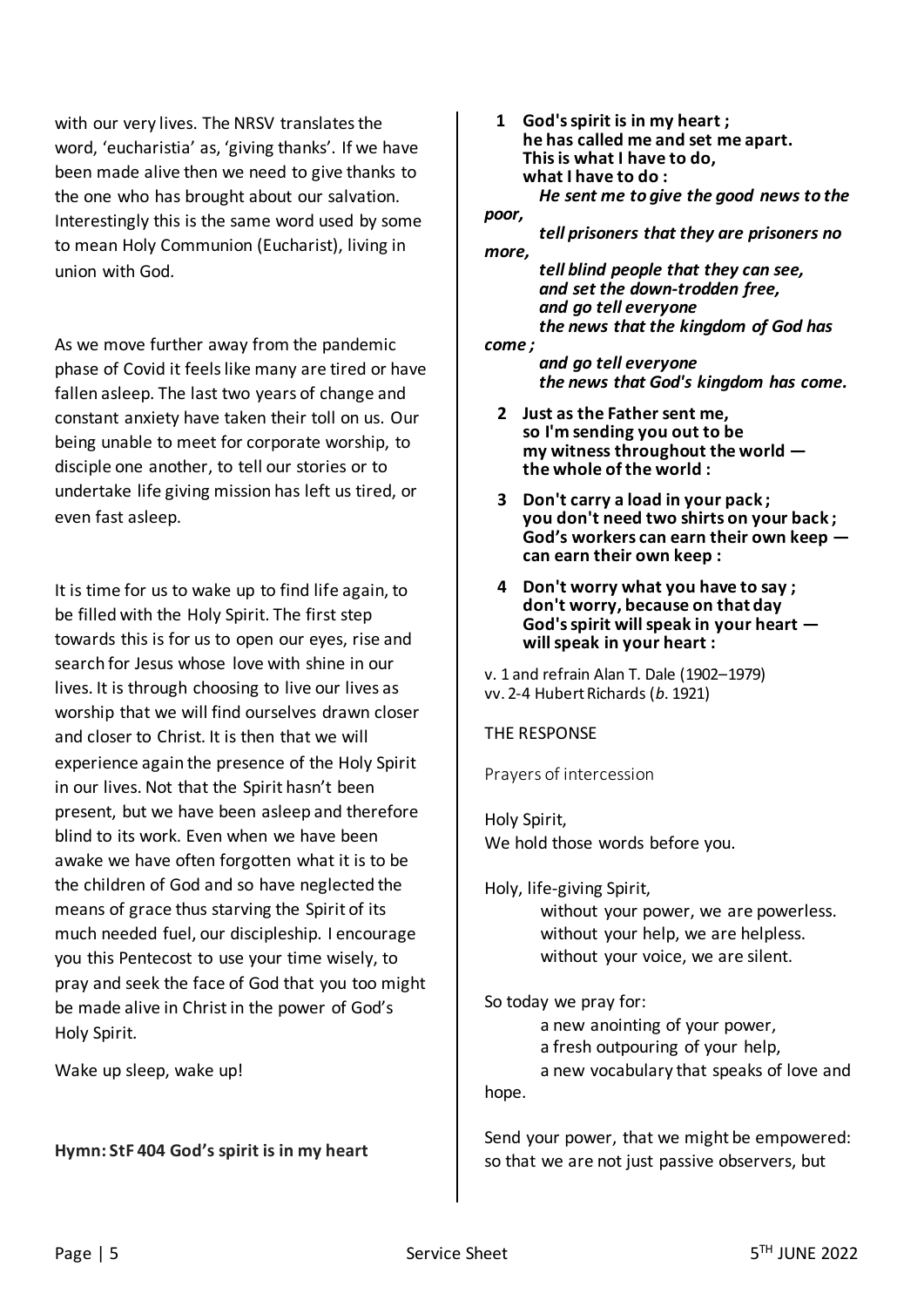with our very lives. The NRSV translates the word, 'eucharistia' as, 'giving thanks'. If we have been made alive then we need to give thanks to the one who has brought about our salvation. Interestingly this is the same word used by some to mean Holy Communion (Eucharist), living in union with God.

As we move further away from the pandemic phase of Covid it feels like many are tired or have fallen asleep. The last two years of change and constant anxiety have taken their toll on us. Our being unable to meet for corporate worship, to disciple one another, to tell our stories or to undertake life giving mission has left us tired, or even fast asleep.

It is time for us to wake up to find life again, to be filled with the Holy Spirit. The first step towards this is for us to open our eyes, rise and search for Jesus whose love with shine in our lives. It is through choosing to live our lives as worship that we will find ourselves drawn closer and closer to Christ. It is then that we will experience again the presence of the Holy Spirit in our lives. Not that the Spirit hasn't been present, but we have been asleep and therefore blind to its work. Even when we have been awake we have often forgotten what it is to be the children of God and so have neglected the means of grace thus starving the Spirit of its much needed fuel, our discipleship. I encourage you this Pentecost to use your time wisely, to pray and seek the face of God that you too might be made alive in Christ in the power of God's Holy Spirit.

Wake up sleep, wake up!

**Hymn: StF 404 God's spirit is in my heart**

**1 God's spirit is in my heart ;**
**he has called me and set me apart.**
**This is what I have to do,**
**what I have to do :**
***He sent me to give the good news to the poor,***
***tell prisoners that they are prisoners no more,***
***tell blind people that they can see,***
***and set the down-trodden free,***
***and go tell everyone***
***the news that the kingdom of God has come ;***
***and go tell everyone***
***the news that God's kingdom has come.***

**2 Just as the Father sent me,**
**so I'm sending you out to be**
**my witness throughout the world —**
**the whole of the world :**

**3 Don't carry a load in your pack ;**
**you don't need two shirts on your back ;**
**God's workers can earn their own keep —**
**can earn their own keep :**

**4 Don't worry what you have to say ;**
**don't worry, because on that day**
**God's spirit will speak in your heart —**
**will speak in your heart :**

v. 1 and refrain Alan T. Dale (1902–1979)
vv. 2-4 Hubert Richards (*b.* 1921)

THE RESPONSE

Prayers of intercession

Holy Spirit,
We hold those words before you.

Holy, life-giving Spirit,
without your power, we are powerless.
without your help, we are helpless.
without your voice, we are silent.

So today we pray for:
a new anointing of your power,
a fresh outpouring of your help,
a new vocabulary that speaks of love and hope.

Send your power, that we might be empowered: so that we are not just passive observers, but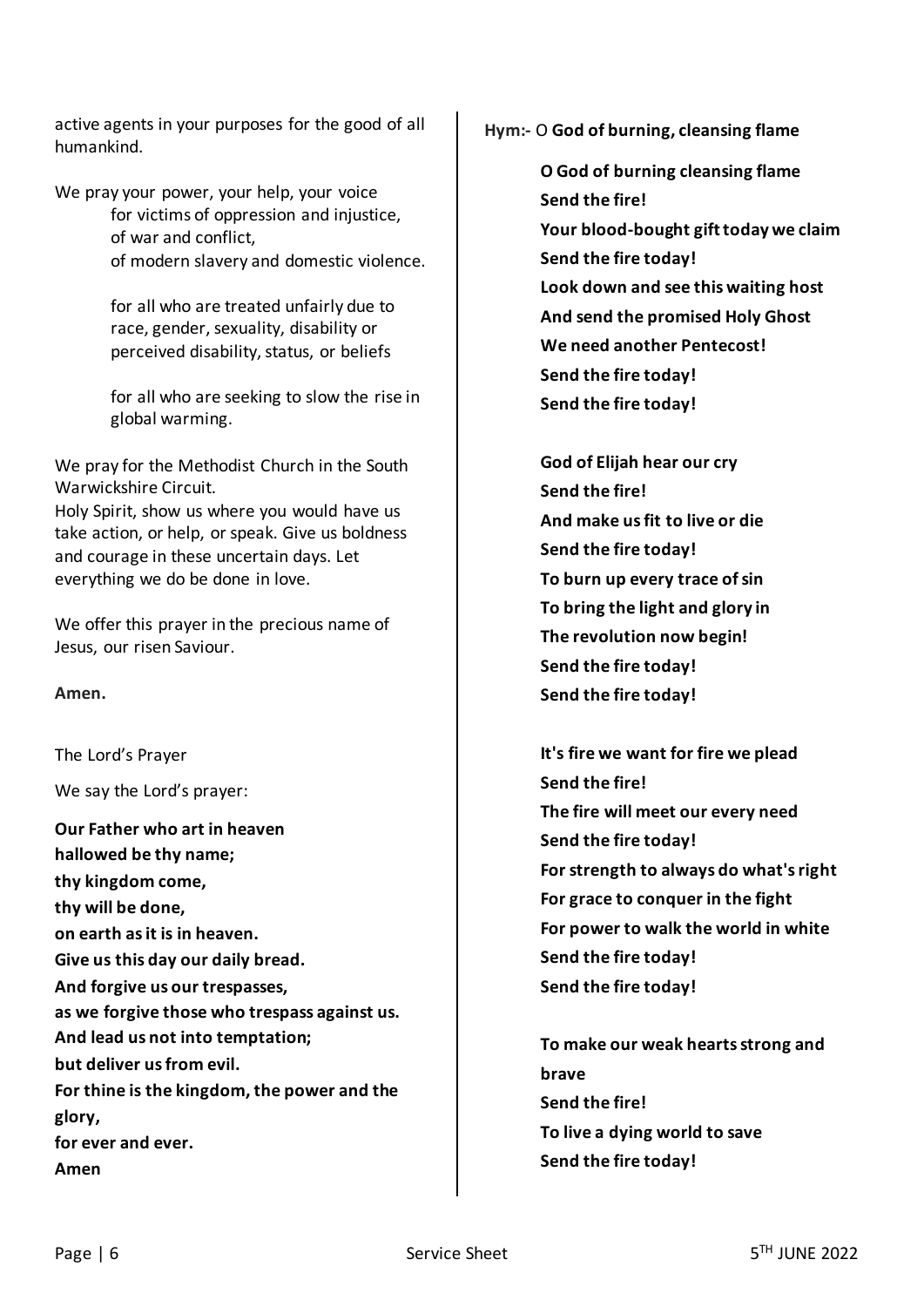active agents in your purposes for the good of all humankind.

We pray your power, your help, your voice
for victims of oppression and injustice,
of war and conflict,
of modern slavery and domestic violence.

for all who are treated unfairly due to race, gender, sexuality, disability or perceived disability, status, or beliefs

for all who are seeking to slow the rise in global warming.

We pray for the Methodist Church in the South Warwickshire Circuit.
Holy Spirit, show us where you would have us take action, or help, or speak. Give us boldness and courage in these uncertain days. Let everything we do be done in love.

We offer this prayer in the precious name of Jesus, our risen Saviour.

**Amen.**

The Lord's Prayer

We say the Lord's prayer:

**Our Father who art in heaven**
**hallowed be thy name;**
**thy kingdom come,**
**thy will be done,**
**on earth as it is in heaven.**
**Give us this day our daily bread.**
**And forgive us our trespasses,**
**as we forgive those who trespass against us.**
**And lead us not into temptation;**
**but deliver us from evil.**
**For thine is the kingdom, the power and the glory,**
**for ever and ever.**
**Amen**

**Hym:-** O **God of burning, cleansing flame**

**O God of burning cleansing flame**
**Send the fire!**
**Your blood-bought gift today we claim**
**Send the fire today!**
**Look down and see this waiting host**
**And send the promised Holy Ghost**
**We need another Pentecost!**
**Send the fire today!**
**Send the fire today!**

**God of Elijah hear our cry**
**Send the fire!**
**And make us fit to live or die**
**Send the fire today!**
**To burn up every trace of sin**
**To bring the light and glory in**
**The revolution now begin!**
**Send the fire today!**
**Send the fire today!**

**It's fire we want for fire we plead**
**Send the fire!**
**The fire will meet our every need**
**Send the fire today!**
**For strength to always do what's right**
**For grace to conquer in the fight**
**For power to walk the world in white**
**Send the fire today!**
**Send the fire today!**

**To make our weak hearts strong and brave**
**Send the fire!**
**To live a dying world to save**
**Send the fire today!**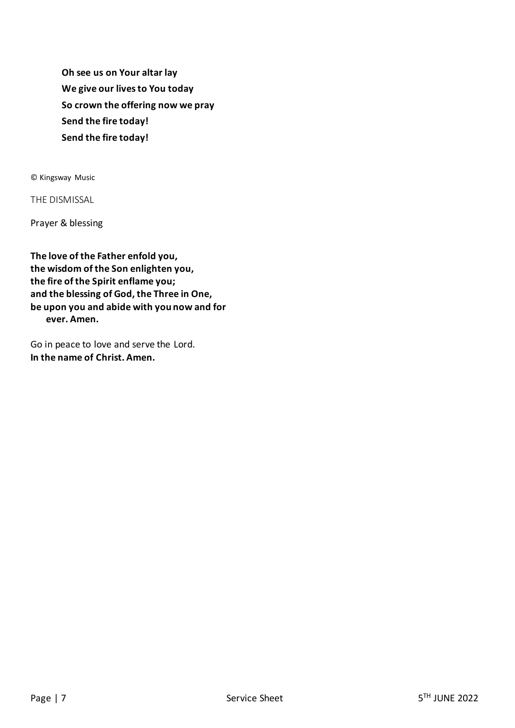**Oh see us on Your altar lay**
**We give our lives to You today**
**So crown the offering now we pray**
**Send the fire today!**
**Send the fire today!**

© Kingsway Music

THE DISMISSAL

Prayer & blessing

**The love of the Father enfold you,**
**the wisdom of the Son enlighten you,**
**the fire of the Spirit enflame you;**
**and the blessing of God, the Three in One,**
**be upon you and abide with you now and for ever. Amen.**

Go in peace to love and serve the Lord.
**In the name of Christ. Amen.**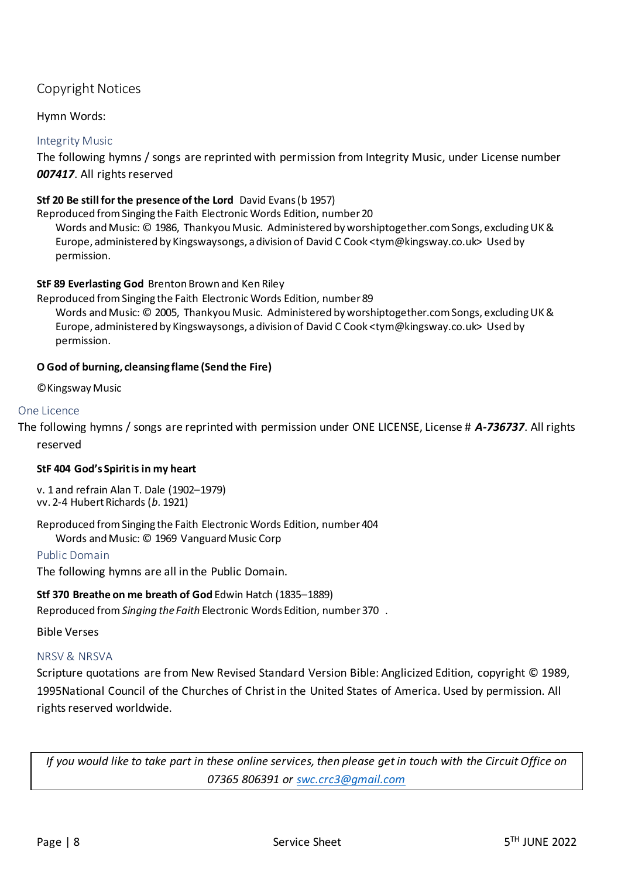# Copyright Notices

Hymn Words:

### Integrity Music

The following hymns / songs are reprinted with permission from Integrity Music, under License number ***007417***. All rights reserved

**Stf 20 Be still for the presence of the Lord** David Evans (b 1957)
Reproduced from Singing the Faith Electronic Words Edition, number 20
Words and Music: © 1986, Thankyou Music. Administered by worshiptogether.com Songs, excluding UK & Europe, administered by Kingswaysongs, a division of David C Cook <tym@kingsway.co.uk> Used by permission.

**StF 89 Everlasting God** Brenton Brown and Ken Riley
Reproduced from Singing the Faith Electronic Words Edition, number 89
Words and Music: © 2005, Thankyou Music. Administered by worshiptogether.com Songs, excluding UK & Europe, administered by Kingswaysongs, a division of David C Cook <tym@kingsway.co.uk> Used by permission.

**O God of burning, cleansing flame (Send the Fire)**

© Kingsway Music

### One Licence

The following hymns / songs are reprinted with permission under ONE LICENSE, License # ***A-736737***. All rights reserved

**StF 404 God's Spirit is in my heart**

v. 1 and refrain Alan T. Dale (1902–1979)
vv. 2-4 Hubert Richards (*b.* 1921)

Reproduced from Singing the Faith Electronic Words Edition, number 404
Words and Music: © 1969 Vanguard Music Corp

### Public Domain

The following hymns are all in the Public Domain.

**Stf 370 Breathe on me breath of God** Edwin Hatch (1835–1889)
Reproduced from *Singing the Faith* Electronic Words Edition, number 370 .

Bible Verses

### NRSV & NRSVA

Scripture quotations are from New Revised Standard Version Bible: Anglicized Edition, copyright © 1989, 1995National Council of the Churches of Christ in the United States of America. Used by permission. All rights reserved worldwide.

*If you would like to take part in these online services, then please get in touch with the Circuit Office on 07365 806391 or [swc.crc3@gmail.com](mailto:swc.crc3@gmail.com)*